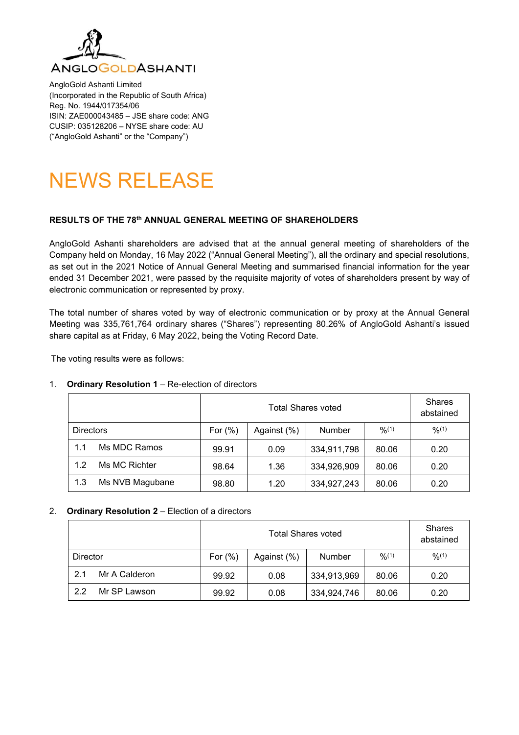ANGLOGOLDASHANTI

AngloGold Ashanti Limited
(Incorporated in the Republic of South Africa)
Reg. No. 1944/017354/06
ISIN: ZAE000043485 – JSE share code: ANG
CUSIP: 035128206 – NYSE share code: AU
("AngloGold Ashanti" or the "Company")

# NEWS RELEASE

**RESULTS OF THE 78th ANNUAL GENERAL MEETING OF SHAREHOLDERS**

AngloGold Ashanti shareholders are advised that at the annual general meeting of shareholders of the Company held on Monday, 16 May 2022 ("Annual General Meeting"), all the ordinary and special resolutions, as set out in the 2021 Notice of Annual General Meeting and summarised financial information for the year ended 31 December 2021, were passed by the requisite majority of votes of shareholders present by way of electronic communication or represented by proxy.

The total number of shares voted by way of electronic communication or by proxy at the Annual General Meeting was 335,761,764 ordinary shares ("Shares") representing 80.26% of AngloGold Ashanti's issued share capital as at Friday, 6 May 2022, being the Voting Record Date.

The voting results were as follows:

1. **Ordinary Resolution 1** – Re-election of directors

| | Total Shares voted | | | | Shares abstained |
|---|---|---|---|---|---|
| Directors | For (%) | Against (%) | Number | %(1) | %(1) |
| 1.1 Ms MDC Ramos | 99.91 | 0.09 | 334,911,798 | 80.06 | 0.20 |
| 1.2 Ms MC Richter | 98.64 | 1.36 | 334,926,909 | 80.06 | 0.20 |
| 1.3 Ms NVB Magubane | 98.80 | 1.20 | 334,927,243 | 80.06 | 0.20 |

2. **Ordinary Resolution 2** – Election of a directors

| | Total Shares voted | | | | Shares abstained |
|---|---|---|---|---|---|
| Director | For (%) | Against (%) | Number | %(1) | %(1) |
| 2.1 Mr A Calderon | 99.92 | 0.08 | 334,913,969 | 80.06 | 0.20 |
| 2.2 Mr SP Lawson | 99.92 | 0.08 | 334,924,746 | 80.06 | 0.20 |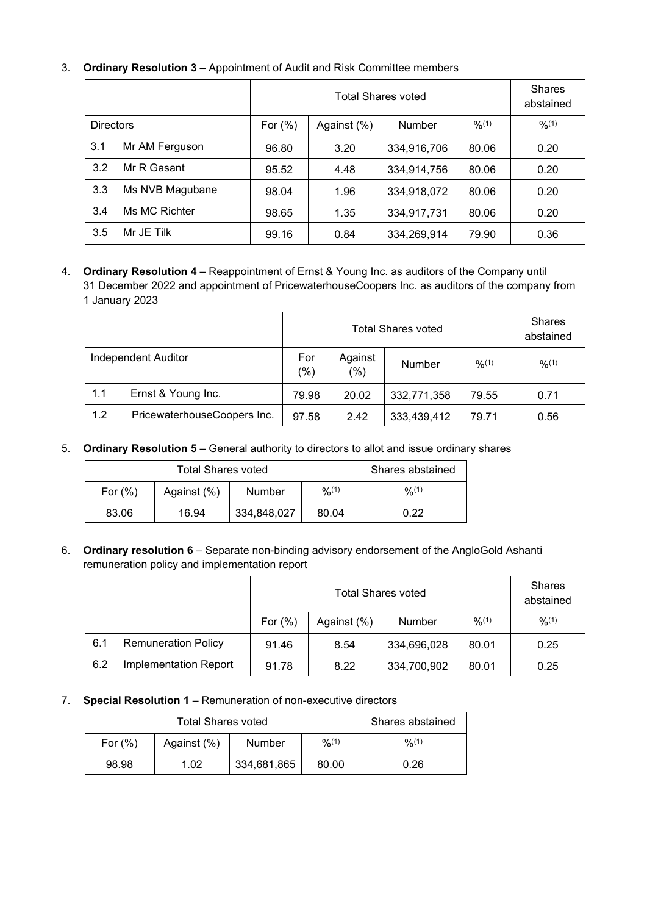3. **Ordinary Resolution 3** – Appointment of Audit and Risk Committee members

| | | Total Shares voted | | | | Shares abstained |
|---|---|---|---|---|---|---|
| Directors | | For (%) | Against (%) | Number | %[(1)] | %[(1)] |
| 3.1 | Mr AM Ferguson | 96.80 | 3.20 | 334,916,706 | 80.06 | 0.20 |
| 3.2 | Mr R Gasant | 95.52 | 4.48 | 334,914,756 | 80.06 | 0.20 |
| 3.3 | Ms NVB Magubane | 98.04 | 1.96 | 334,918,072 | 80.06 | 0.20 |
| 3.4 | Ms MC Richter | 98.65 | 1.35 | 334,917,731 | 80.06 | 0.20 |
| 3.5 | Mr JE Tilk | 99.16 | 0.84 | 334,269,914 | 79.90 | 0.36 |

4. **Ordinary Resolution 4** – Reappointment of Ernst & Young Inc. as auditors of the Company until 31 December 2022 and appointment of PricewaterhouseCoopers Inc. as auditors of the company from 1 January 2023

| | | Total Shares voted | | | | Shares abstained |
|---|---|---|---|---|---|---|
| Independent Auditor | | For (%) | Against (%) | Number | %[(1)] | %[(1)] |
| 1.1 | Ernst & Young Inc. | 79.98 | 20.02 | 332,771,358 | 79.55 | 0.71 |
| 1.2 | PricewaterhouseCoopers Inc. | 97.58 | 2.42 | 333,439,412 | 79.71 | 0.56 |

5. **Ordinary Resolution 5** – General authority to directors to allot and issue ordinary shares

| Total Shares voted | | | | Shares abstained |
|---|---|---|---|---|
| For (%) | Against (%) | Number | %[(1)] | %[(1)] |
| 83.06 | 16.94 | 334,848,027 | 80.04 | 0.22 |

6. **Ordinary resolution 6** – Separate non-binding advisory endorsement of the AngloGold Ashanti remuneration policy and implementation report

| | | Total Shares voted | | | | Shares abstained |
|---|---|---|---|---|---|---|
| | | For (%) | Against (%) | Number | %[(1)] | %[(1)] |
| 6.1 | Remuneration Policy | 91.46 | 8.54 | 334,696,028 | 80.01 | 0.25 |
| 6.2 | Implementation Report | 91.78 | 8.22 | 334,700,902 | 80.01 | 0.25 |

7. **Special Resolution 1** – Remuneration of non-executive directors

| Total Shares voted | | | | Shares abstained |
|---|---|---|---|---|
| For (%) | Against (%) | Number | %[(1)] | %[(1)] |
| 98.98 | 1.02 | 334,681,865 | 80.00 | 0.26 |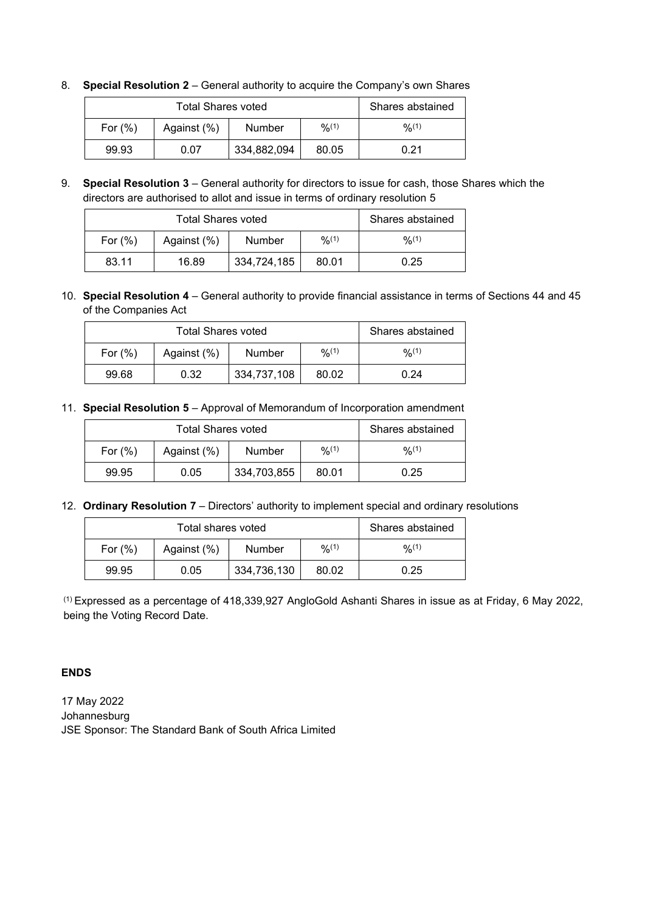8. **Special Resolution 2** – General authority to acquire the Company's own Shares

| Total Shares voted | | | | Shares abstained |
|---|---|---|---|---|
| For (%) | Against (%) | Number | %[(1)] | %[(1)] |
| 99.93 | 0.07 | 334,882,094 | 80.05 | 0.21 |

9. **Special Resolution 3** – General authority for directors to issue for cash, those Shares which the directors are authorised to allot and issue in terms of ordinary resolution 5

| Total Shares voted | | | | Shares abstained |
|---|---|---|---|---|
| For (%) | Against (%) | Number | %[(1)] | %[(1)] |
| 83.11 | 16.89 | 334,724,185 | 80.01 | 0.25 |

10. **Special Resolution 4** – General authority to provide financial assistance in terms of Sections 44 and 45 of the Companies Act

| Total Shares voted | | | | Shares abstained |
|---|---|---|---|---|
| For (%) | Against (%) | Number | %[(1)] | %[(1)] |
| 99.68 | 0.32 | 334,737,108 | 80.02 | 0.24 |

11. **Special Resolution 5** – Approval of Memorandum of Incorporation amendment

| Total Shares voted | | | | Shares abstained |
|---|---|---|---|---|
| For (%) | Against (%) | Number | %[(1)] | %[(1)] |
| 99.95 | 0.05 | 334,703,855 | 80.01 | 0.25 |

12. **Ordinary Resolution 7** – Directors' authority to implement special and ordinary resolutions

| Total shares voted | | | | Shares abstained |
|---|---|---|---|---|
| For (%) | Against (%) | Number | %[(1)] | %[(1)] |
| 99.95 | 0.05 | 334,736,130 | 80.02 | 0.25 |

[(1)] Expressed as a percentage of 418,339,927 AngloGold Ashanti Shares in issue as at Friday, 6 May 2022, being the Voting Record Date.

**ENDS**

17 May 2022
Johannesburg
JSE Sponsor: The Standard Bank of South Africa Limited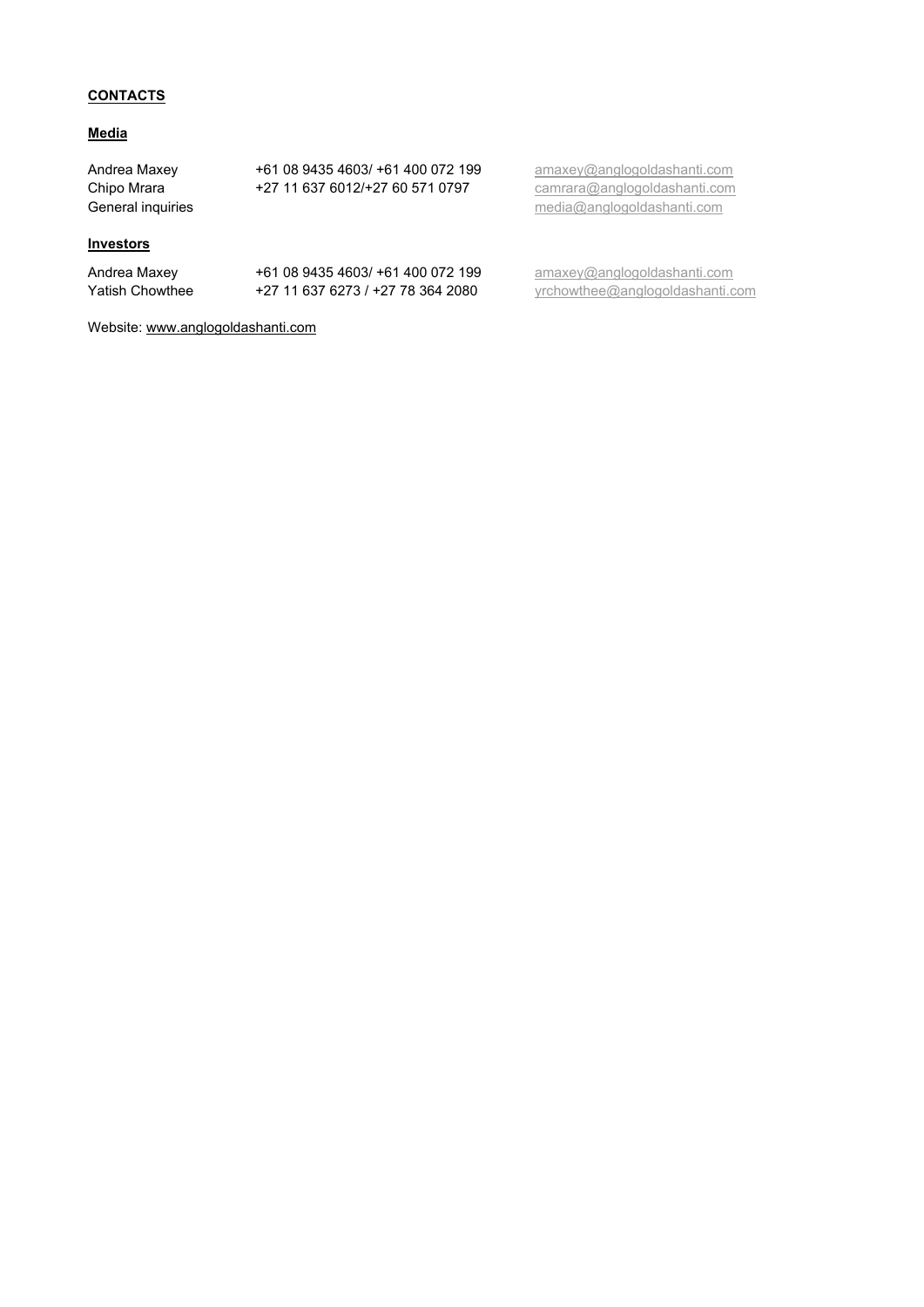**CONTACTS**

**Media**

| | | |
|---|---|---|
| Andrea Maxey | +61 08 9435 4603/ +61 400 072 199 | amaxey@anglogoldashanti.com |
| Chipo Mrara | +27 11 637 6012/+27 60 571 0797 | camrara@anglogoldashanti.com |
| General inquiries | | media@anglogoldashanti.com |

**Investors**

| | | |
|---|---|---|
| Andrea Maxey | +61 08 9435 4603/ +61 400 072 199 | amaxey@anglogoldashanti.com |
| Yatish Chowthee | +27 11 637 6273 / +27 78 364 2080 | yrchowthee@anglogoldashanti.com |

Website: www.anglogoldashanti.com